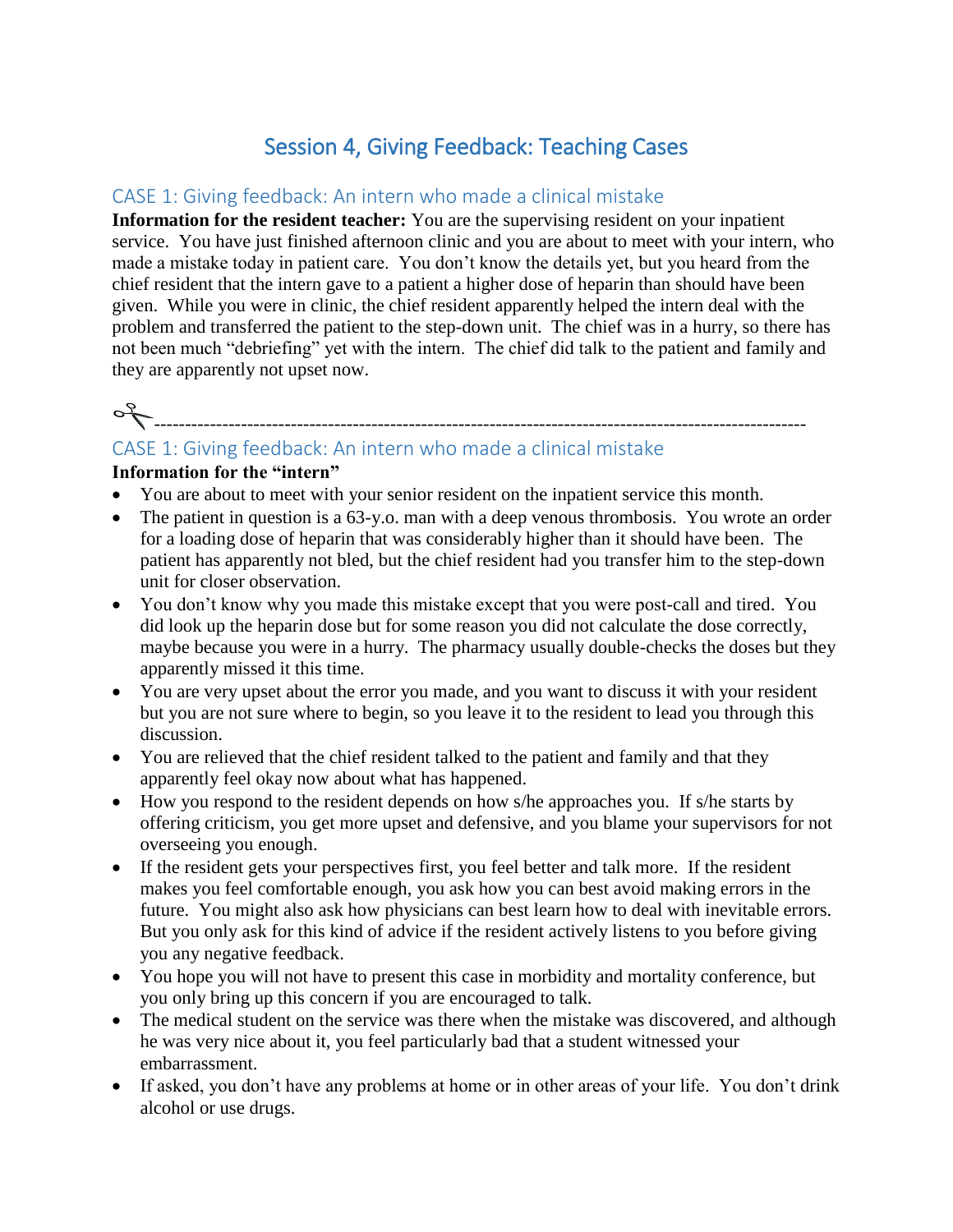# Session 4, Giving Feedback: Teaching Cases

## CASE 1: Giving feedback: An intern who made a clinical mistake

**Information for the resident teacher:** You are the supervising resident on your inpatient service. You have just finished afternoon clinic and you are about to meet with your intern, who made a mistake today in patient care. You don't know the details yet, but you heard from the chief resident that the intern gave to a patient a higher dose of heparin than should have been given. While you were in clinic, the chief resident apparently helped the intern deal with the problem and transferred the patient to the step-down unit. The chief was in a hurry, so there has not been much "debriefing" yet with the intern. The chief did talk to the patient and family and they are apparently not upset now.

✂-----------------------------------------------------------------------------------------------------------

## CASE 1: Giving feedback: An intern who made a clinical mistake

**Information for the "intern"**

- You are about to meet with your senior resident on the inpatient service this month.
- The patient in question is a 63-y.o. man with a deep venous thrombosis. You wrote an order for a loading dose of heparin that was considerably higher than it should have been. The patient has apparently not bled, but the chief resident had you transfer him to the step-down unit for closer observation.
- You don't know why you made this mistake except that you were post-call and tired. You did look up the heparin dose but for some reason you did not calculate the dose correctly, maybe because you were in a hurry. The pharmacy usually double-checks the doses but they apparently missed it this time.
- You are very upset about the error you made, and you want to discuss it with your resident but you are not sure where to begin, so you leave it to the resident to lead you through this discussion.
- You are relieved that the chief resident talked to the patient and family and that they apparently feel okay now about what has happened.
- How you respond to the resident depends on how s/he approaches you. If s/he starts by offering criticism, you get more upset and defensive, and you blame your supervisors for not overseeing you enough.
- If the resident gets your perspectives first, you feel better and talk more. If the resident makes you feel comfortable enough, you ask how you can best avoid making errors in the future. You might also ask how physicians can best learn how to deal with inevitable errors. But you only ask for this kind of advice if the resident actively listens to you before giving you any negative feedback.
- You hope you will not have to present this case in morbidity and mortality conference, but you only bring up this concern if you are encouraged to talk.
- The medical student on the service was there when the mistake was discovered, and although he was very nice about it, you feel particularly bad that a student witnessed your embarrassment.
- If asked, you don't have any problems at home or in other areas of your life. You don't drink alcohol or use drugs.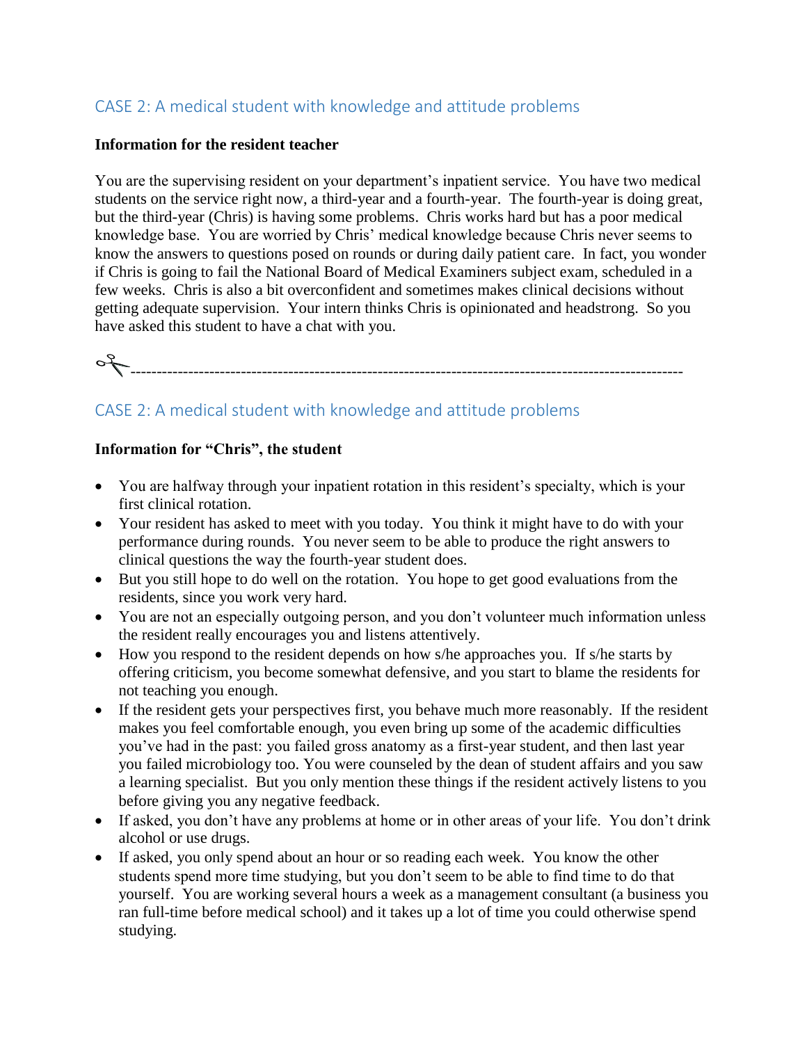## CASE 2: A medical student with knowledge and attitude problems

**Information for the resident teacher**

You are the supervising resident on your department's inpatient service. You have two medical students on the service right now, a third-year and a fourth-year. The fourth-year is doing great, but the third-year (Chris) is having some problems. Chris works hard but has a poor medical knowledge base. You are worried by Chris' medical knowledge because Chris never seems to know the answers to questions posed on rounds or during daily patient care. In fact, you wonder if Chris is going to fail the National Board of Medical Examiners subject exam, scheduled in a few weeks. Chris is also a bit overconfident and sometimes makes clinical decisions without getting adequate supervision. Your intern thinks Chris is opinionated and headstrong. So you have asked this student to have a chat with you.

✂----------------------------------------------------------------------------------------------------

## CASE 2: A medical student with knowledge and attitude problems

**Information for "Chris", the student**

- You are halfway through your inpatient rotation in this resident's specialty, which is your first clinical rotation.
- Your resident has asked to meet with you today. You think it might have to do with your performance during rounds. You never seem to be able to produce the right answers to clinical questions the way the fourth-year student does.
- But you still hope to do well on the rotation. You hope to get good evaluations from the residents, since you work very hard.
- You are not an especially outgoing person, and you don't volunteer much information unless the resident really encourages you and listens attentively.
- How you respond to the resident depends on how s/he approaches you. If s/he starts by offering criticism, you become somewhat defensive, and you start to blame the residents for not teaching you enough.
- If the resident gets your perspectives first, you behave much more reasonably. If the resident makes you feel comfortable enough, you even bring up some of the academic difficulties you've had in the past: you failed gross anatomy as a first-year student, and then last year you failed microbiology too. You were counseled by the dean of student affairs and you saw a learning specialist. But you only mention these things if the resident actively listens to you before giving you any negative feedback.
- If asked, you don't have any problems at home or in other areas of your life. You don't drink alcohol or use drugs.
- If asked, you only spend about an hour or so reading each week. You know the other students spend more time studying, but you don't seem to be able to find time to do that yourself. You are working several hours a week as a management consultant (a business you ran full-time before medical school) and it takes up a lot of time you could otherwise spend studying.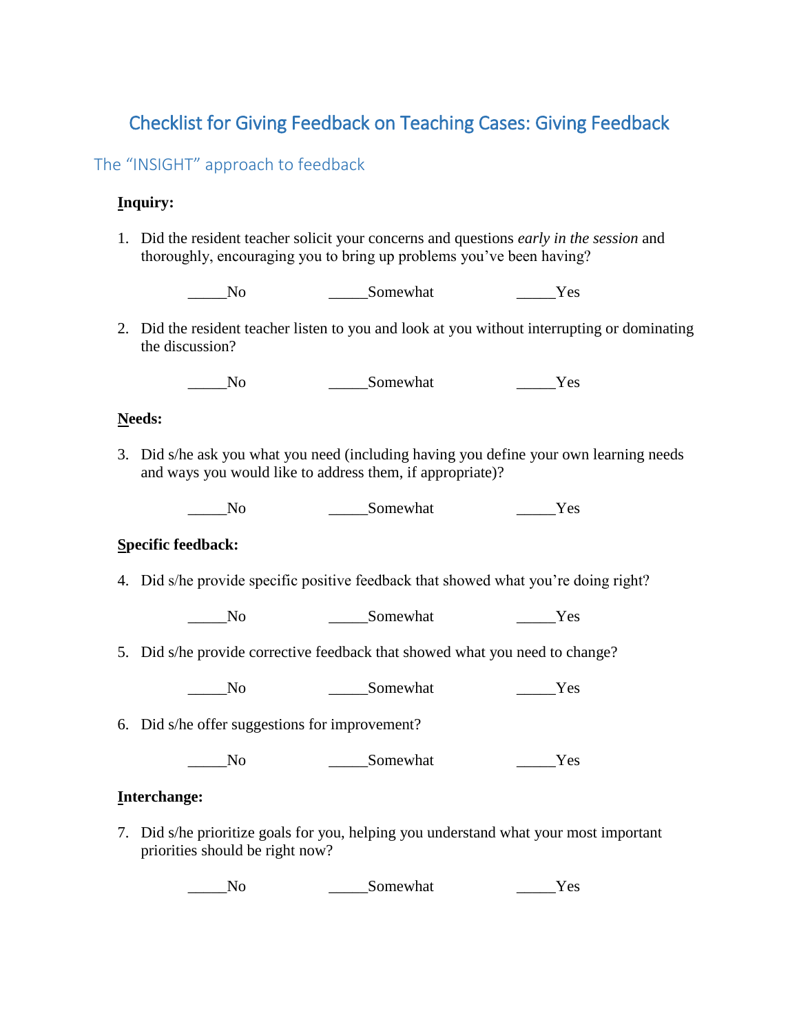# Checklist for Giving Feedback on Teaching Cases: Giving Feedback

## The “INSIGHT” approach to feedback

**Inquiry:**

1. Did the resident teacher solicit your concerns and questions *early in the session* and thoroughly, encouraging you to bring up problems you’ve been having?

   _____No _____Somewhat _____Yes

2. Did the resident teacher listen to you and look at you without interrupting or dominating the discussion?

   _____No _____Somewhat _____Yes

**Needs:**

3. Did s/he ask you what you need (including having you define your own learning needs and ways you would like to address them, if appropriate)?

   _____No _____Somewhat _____Yes

**Specific feedback:**

4. Did s/he provide specific positive feedback that showed what you’re doing right?

   _____No _____Somewhat _____Yes

5. Did s/he provide corrective feedback that showed what you need to change?

   _____No _____Somewhat _____Yes

6. Did s/he offer suggestions for improvement?

   _____No _____Somewhat _____Yes

**Interchange:**

7. Did s/he prioritize goals for you, helping you understand what your most important priorities should be right now?

   _____No _____Somewhat _____Yes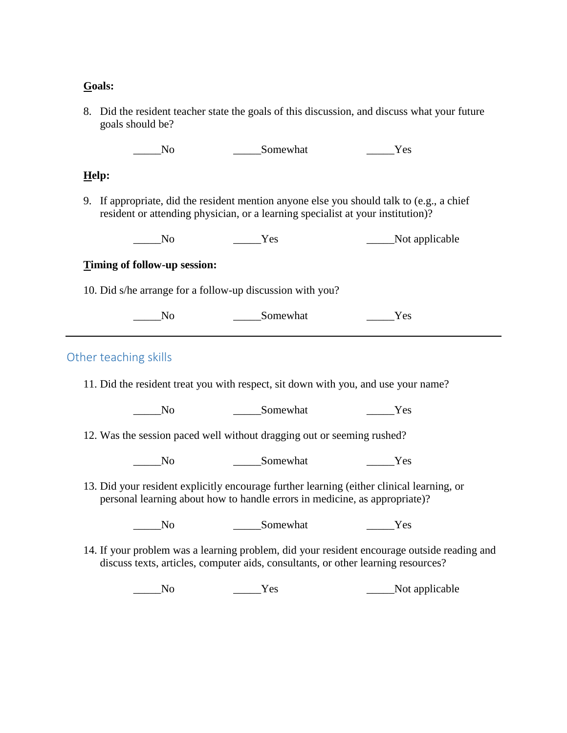**Goals:**

8. Did the resident teacher state the goals of this discussion, and discuss what your future goals should be?

_____No _____Somewhat _____Yes

**Help:**

9. If appropriate, did the resident mention anyone else you should talk to (e.g., a chief resident or attending physician, or a learning specialist at your institution)?

_____No _____Yes _____Not applicable

**Timing of follow-up session:**

10. Did s/he arrange for a follow-up discussion with you?

_____No _____Somewhat _____Yes

---

## Other teaching skills

11. Did the resident treat you with respect, sit down with you, and use your name?

_____No _____Somewhat _____Yes

12. Was the session paced well without dragging out or seeming rushed?

_____No _____Somewhat _____Yes

13. Did your resident explicitly encourage further learning (either clinical learning, or personal learning about how to handle errors in medicine, as appropriate)?

_____No _____Somewhat _____Yes

14. If your problem was a learning problem, did your resident encourage outside reading and discuss texts, articles, computer aids, consultants, or other learning resources?

_____No _____Yes _____Not applicable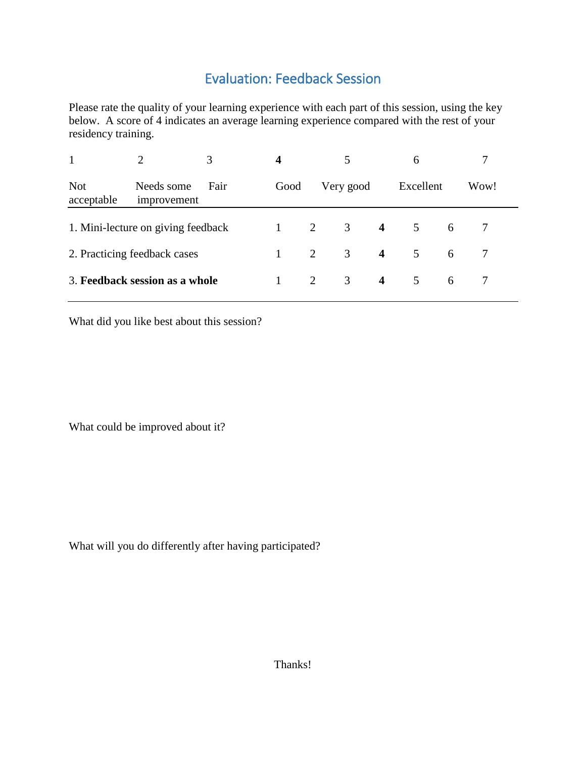# Evaluation: Feedback Session

Please rate the quality of your learning experience with each part of this session, using the key below. A score of 4 indicates an average learning experience compared with the rest of your residency training.

| 1 | 2 | 3 | **4** | 5 | 6 | 7 |
|---|---|---|---|---|---|---|
| Not acceptable | Needs some improvement | Fair | Good | Very good | Excellent | Wow! |

| | | | | | | | |
|---|---|---|---|---|---|---|---|
| 1. Mini-lecture on giving feedback | 1 | 2 | 3 | **4** | 5 | 6 | 7 |
| 2. Practicing feedback cases | 1 | 2 | 3 | **4** | 5 | 6 | 7 |
| 3. **Feedback session as a whole** | 1 | 2 | 3 | **4** | 5 | 6 | 7 |

What did you like best about this session?

What could be improved about it?

What will you do differently after having participated?

Thanks!